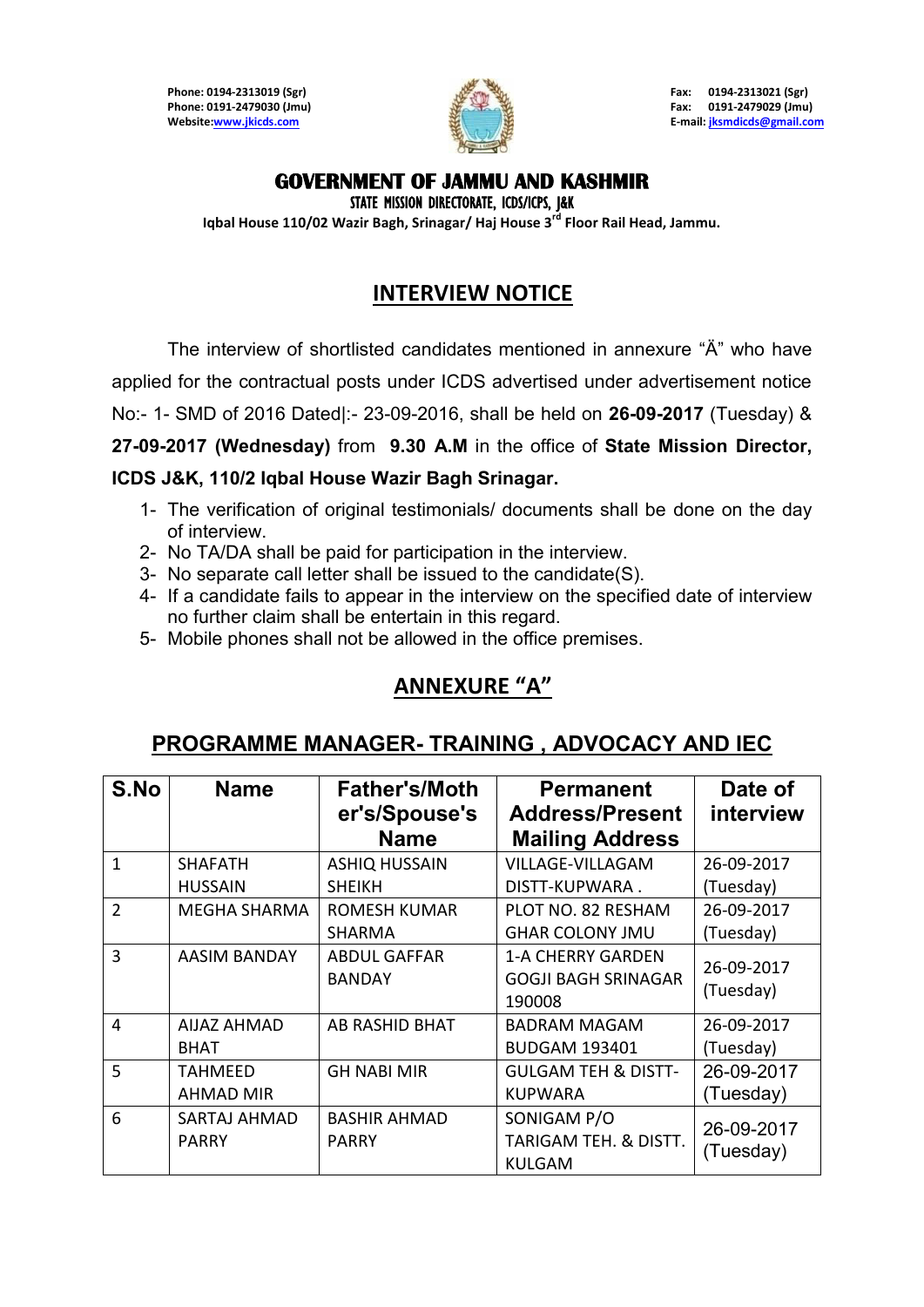Phone: 0194-2313019 (Sgr)
Phone: 0191-2479030 (Jmu)
Website: www.jkicds.com

Fax: 0194-2313021 (Sgr)
Fax: 0191-2479029 (Jmu)
E-mail: jksmdicds@gmail.com

# GOVERNMENT OF JAMMU AND KASHMIR

**STATE MISSION DIRECTORATE, ICDS/ICPS, J&K**

**Iqbal House 110/02 Wazir Bagh, Srinagar/ Haj House 3rd Floor Rail Head, Jammu.**

## INTERVIEW NOTICE

The interview of shortlisted candidates mentioned in annexure "Ä" who have applied for the contractual posts under ICDS advertised under advertisement notice No:- 1- SMD of 2016 Dated|:- 23-09-2016, shall be held on **26-09-2017** (Tuesday) & **27-09-2017 (Wednesday)** from **9.30 A.M** in the office of **State Mission Director, ICDS J&K, 110/2 Iqbal House Wazir Bagh Srinagar.**

1- The verification of original testimonials/ documents shall be done on the day of interview.
2- No TA/DA shall be paid for participation in the interview.
3- No separate call letter shall be issued to the candidate(S).
4- If a candidate fails to appear in the interview on the specified date of interview no further claim shall be entertain in this regard.
5- Mobile phones shall not be allowed in the office premises.

## ANNEXURE "A"

## PROGRAMME MANAGER- TRAINING , ADVOCACY AND IEC

| S.No | Name | Father's/Mother's/Spouse's Name | Permanent Address/Present Mailing Address | Date of interview |
|---|---|---|---|---|
| 1 | SHAFATH HUSSAIN | ASHIQ HUSSAIN SHEIKH | VILLAGE-VILLAGAM DISTT-KUPWARA . | 26-09-2017 (Tuesday) |
| 2 | MEGHA SHARMA | ROMESH KUMAR SHARMA | PLOT NO. 82 RESHAM GHAR COLONY JMU | 26-09-2017 (Tuesday) |
| 3 | AASIM BANDAY | ABDUL GAFFAR BANDAY | 1-A CHERRY GARDEN GOGJI BAGH SRINAGAR 190008 | 26-09-2017 (Tuesday) |
| 4 | AIJAZ AHMAD BHAT | AB RASHID BHAT | BADRAM MAGAM BUDGAM 193401 | 26-09-2017 (Tuesday) |
| 5 | TAHMEED AHMAD MIR | GH NABI MIR | GULGAM TEH & DISTT-KUPWARA | 26-09-2017 (Tuesday) |
| 6 | SARTAJ AHMAD PARRY | BASHIR AHMAD PARRY | SONIGAM P/O TARIGAM TEH. & DISTT. KULGAM | 26-09-2017 (Tuesday) |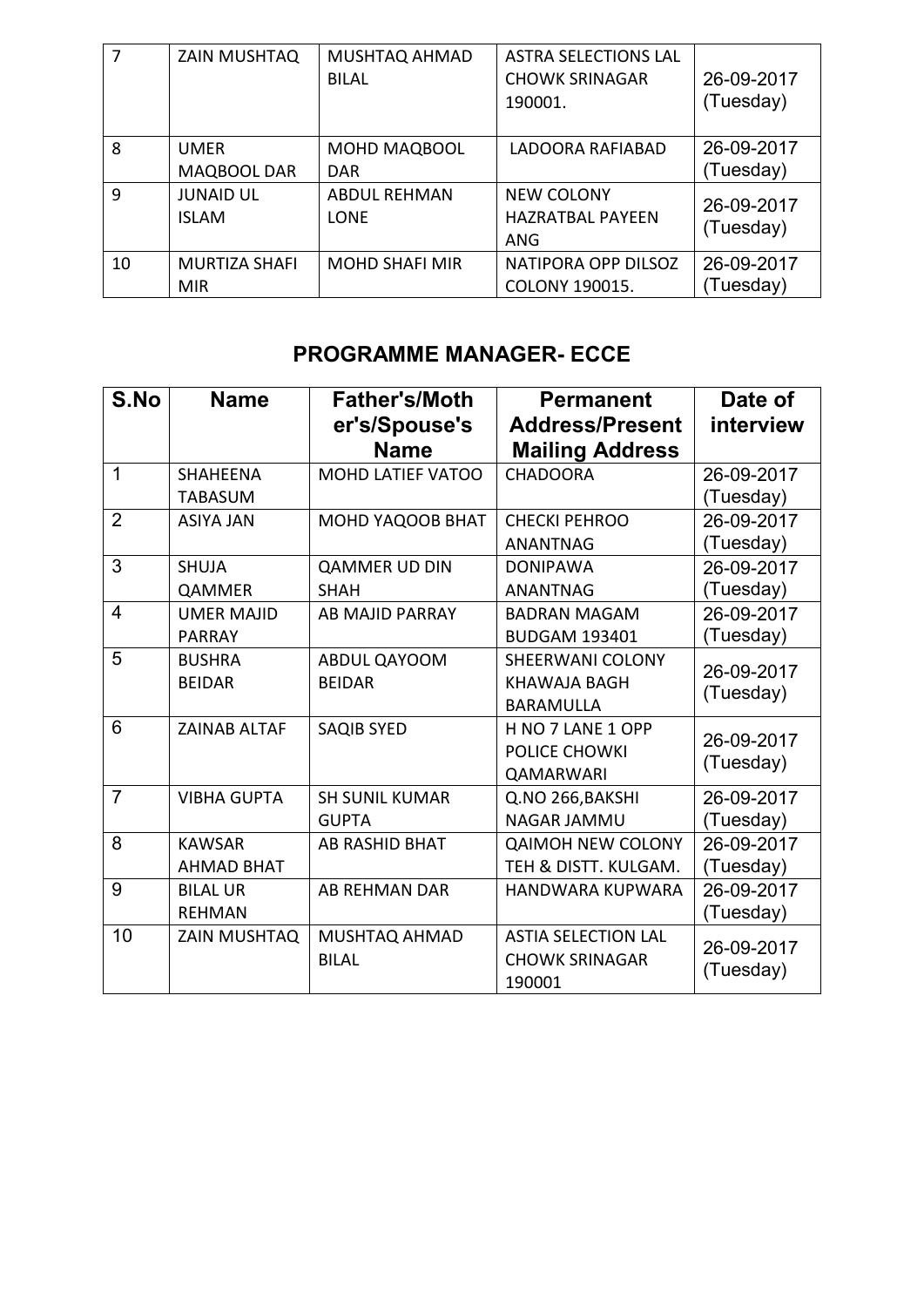| 7 | ZAIN MUSHTAQ | MUSHTAQ AHMAD BILAL | ASTRA SELECTIONS LAL CHOWK SRINAGAR 190001. | 26-09-2017 (Tuesday) |
|---|---|---|---|---|
| 8 | UMER MAQBOOL DAR | MOHD MAQBOOL DAR | LADOORA RAFIABAD | 26-09-2017 (Tuesday) |
| 9 | JUNAID UL ISLAM | ABDUL REHMAN LONE | NEW COLONY HAZRATBAL PAYEEN ANG | 26-09-2017 (Tuesday) |
| 10 | MURTIZA SHAFI MIR | MOHD SHAFI MIR | NATIPORA OPP DILSOZ COLONY 190015. | 26-09-2017 (Tuesday) |

## PROGRAMME MANAGER- ECCE

| S.No | Name | Father's/Mother's/Spouse's Name | Permanent Address/Present Mailing Address | Date of interview |
|---|---|---|---|---|
| 1 | SHAHEENA TABASUM | MOHD LATIEF VATOO | CHADOORA | 26-09-2017 (Tuesday) |
| 2 | ASIYA JAN | MOHD YAQOOB BHAT | CHECKI PEHROO ANANTNAG | 26-09-2017 (Tuesday) |
| 3 | SHUJA QAMMER | QAMMER UD DIN SHAH | DONIPAWA ANANTNAG | 26-09-2017 (Tuesday) |
| 4 | UMER MAJID PARRAY | AB MAJID PARRAY | BADRAN MAGAM BUDGAM 193401 | 26-09-2017 (Tuesday) |
| 5 | BUSHRA BEIDAR | ABDUL QAYOOM BEIDAR | SHEERWANI COLONY KHAWAJA BAGH BARAMULLA | 26-09-2017 (Tuesday) |
| 6 | ZAINAB ALTAF | SAQIB SYED | H NO 7 LANE 1 OPP POLICE CHOWKI QAMARWARI | 26-09-2017 (Tuesday) |
| 7 | VIBHA GUPTA | SH SUNIL KUMAR GUPTA | Q.NO 266,BAKSHI NAGAR JAMMU | 26-09-2017 (Tuesday) |
| 8 | KAWSAR AHMAD BHAT | AB RASHID BHAT | QAIMOH NEW COLONY TEH & DISTT. KULGAM. | 26-09-2017 (Tuesday) |
| 9 | BILAL UR REHMAN | AB REHMAN DAR | HANDWARA KUPWARA | 26-09-2017 (Tuesday) |
| 10 | ZAIN MUSHTAQ | MUSHTAQ AHMAD BILAL | ASTIA SELECTION LAL CHOWK SRINAGAR 190001 | 26-09-2017 (Tuesday) |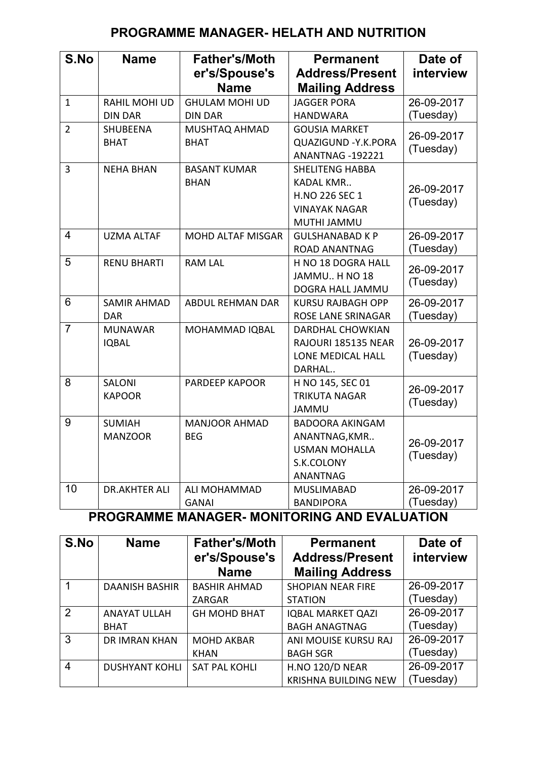## PROGRAMME MANAGER- HELATH AND NUTRITION

| S.No | Name | Father's/Mother's/Spouse's Name | Permanent Address/Present Mailing Address | Date of interview |
|---|---|---|---|---|
| 1 | RAHIL MOHI UD DIN DAR | GHULAM MOHI UD DIN DAR | JAGGER PORA HANDWARA | 26-09-2017 (Tuesday) |
| 2 | SHUBEENA BHAT | MUSHTAQ AHMAD BHAT | GOUSIA MARKET QUAZIGUND -Y.K.PORA ANANTNAG -192221 | 26-09-2017 (Tuesday) |
| 3 | NEHA BHAN | BASANT KUMAR BHAN | SHELITENG HABBA KADAL KMR.. H.NO 226 SEC 1 VINAYAK NAGAR MUTHI JAMMU | 26-09-2017 (Tuesday) |
| 4 | UZMA ALTAF | MOHD ALTAF MISGAR | GULSHANABAD K P ROAD ANANTNAG | 26-09-2017 (Tuesday) |
| 5 | RENU BHARTI | RAM LAL | H NO 18 DOGRA HALL JAMMU.. H NO 18 DOGRA HALL JAMMU | 26-09-2017 (Tuesday) |
| 6 | SAMIR AHMAD DAR | ABDUL REHMAN DAR | KURSU RAJBAGH OPP ROSE LANE SRINAGAR | 26-09-2017 (Tuesday) |
| 7 | MUNAWAR IQBAL | MOHAMMAD IQBAL | DARDHAL CHOWKIAN RAJOURI 185135 NEAR LONE MEDICAL HALL DARHAL.. | 26-09-2017 (Tuesday) |
| 8 | SALONI KAPOOR | PARDEEP KAPOOR | H NO 145, SEC 01 TRIKUTA NAGAR JAMMU | 26-09-2017 (Tuesday) |
| 9 | SUMIAH MANZOOR | MANJOOR AHMAD BEG | BADOORA AKINGAM ANANTNAG,KMR.. USMAN MOHALLA S.K.COLONY ANANTNAG | 26-09-2017 (Tuesday) |
| 10 | DR.AKHTER ALI | ALI MOHAMMAD GANAI | MUSLIMABAD BANDIPORA | 26-09-2017 (Tuesday) |

## PROGRAMME MANAGER- MONITORING AND EVALUATION

| S.No | Name | Father's/Mother's/Spouse's Name | Permanent Address/Present Mailing Address | Date of interview |
|---|---|---|---|---|
| 1 | DAANISH BASHIR | BASHIR AHMAD ZARGAR | SHOPIAN NEAR FIRE STATION | 26-09-2017 (Tuesday) |
| 2 | ANAYAT ULLAH BHAT | GH MOHD BHAT | IQBAL MARKET QAZI BAGH ANAGTNAG | 26-09-2017 (Tuesday) |
| 3 | DR IMRAN KHAN | MOHD AKBAR KHAN | ANI MOUISE KURSU RAJ BAGH SGR | 26-09-2017 (Tuesday) |
| 4 | DUSHYANT KOHLI | SAT PAL KOHLI | H.NO 120/D NEAR KRISHNA BUILDING NEW | 26-09-2017 (Tuesday) |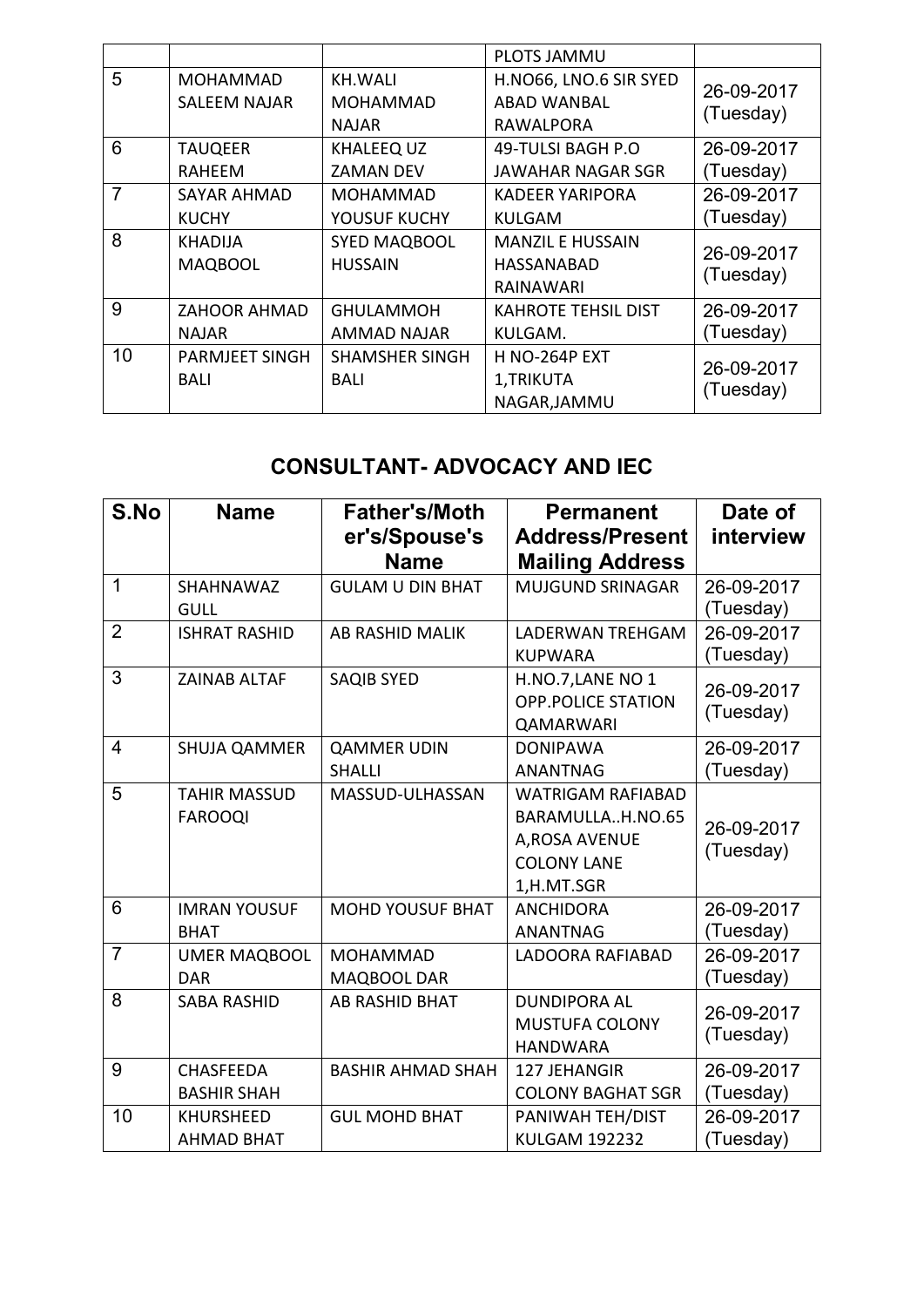| | | | PLOTS JAMMU | |
|---|---|---|---|---|
| 5 | MOHAMMAD SALEEM NAJAR | KH.WALI MOHAMMAD NAJAR | H.NO66, LNO.6 SIR SYED ABAD WANBAL RAWALPORA | 26-09-2017 (Tuesday) |
| 6 | TAUQEER RAHEEM | KHALEEQ UZ ZAMAN DEV | 49-TULSI BAGH P.O JAWAHAR NAGAR SGR | 26-09-2017 (Tuesday) |
| 7 | SAYAR AHMAD KUCHY | MOHAMMAD YOUSUF KUCHY | KADEER YARIPORA KULGAM | 26-09-2017 (Tuesday) |
| 8 | KHADIJA MAQBOOL | SYED MAQBOOL HUSSAIN | MANZIL E HUSSAIN HASSANABAD RAINAWARI | 26-09-2017 (Tuesday) |
| 9 | ZAHOOR AHMAD NAJAR | GHULAMMOH AMMAD NAJAR | KAHROTE TEHSIL DIST KULGAM. | 26-09-2017 (Tuesday) |
| 10 | PARMJEET SINGH BALI | SHAMSHER SINGH BALI | H NO-264P EXT 1,TRIKUTA NAGAR,JAMMU | 26-09-2017 (Tuesday) |

## CONSULTANT- ADVOCACY AND IEC

| S.No | Name | Father's/Mother's/Spouse's Name | Permanent Address/Present Mailing Address | Date of interview |
|---|---|---|---|---|
| 1 | SHAHNAWAZ GULL | GULAM U DIN BHAT | MUJGUND SRINAGAR | 26-09-2017 (Tuesday) |
| 2 | ISHRAT RASHID | AB RASHID MALIK | LADERWAN TREHGAM KUPWARA | 26-09-2017 (Tuesday) |
| 3 | ZAINAB ALTAF | SAQIB SYED | H.NO.7,LANE NO 1 OPP.POLICE STATION QAMARWARI | 26-09-2017 (Tuesday) |
| 4 | SHUJA QAMMER | QAMMER UDIN SHALLI | DONIPAWA ANANTNAG | 26-09-2017 (Tuesday) |
| 5 | TAHIR MASSUD FAROOQI | MASSUD-ULHASSAN | WATRIGAM RAFIABAD BARAMULLA..H.NO.65 A,ROSA AVENUE COLONY LANE 1,H.MT.SGR | 26-09-2017 (Tuesday) |
| 6 | IMRAN YOUSUF BHAT | MOHD YOUSUF BHAT | ANCHIDORA ANANTNAG | 26-09-2017 (Tuesday) |
| 7 | UMER MAQBOOL DAR | MOHAMMAD MAQBOOL DAR | LADOORA RAFIABAD | 26-09-2017 (Tuesday) |
| 8 | SABA RASHID | AB RASHID BHAT | DUNDIPORA AL MUSTUFA COLONY HANDWARA | 26-09-2017 (Tuesday) |
| 9 | CHASFEEDA BASHIR SHAH | BASHIR AHMAD SHAH | 127 JEHANGIR COLONY BAGHAT SGR | 26-09-2017 (Tuesday) |
| 10 | KHURSHEED AHMAD BHAT | GUL MOHD BHAT | PANIWAH TEH/DIST KULGAM 192232 | 26-09-2017 (Tuesday) |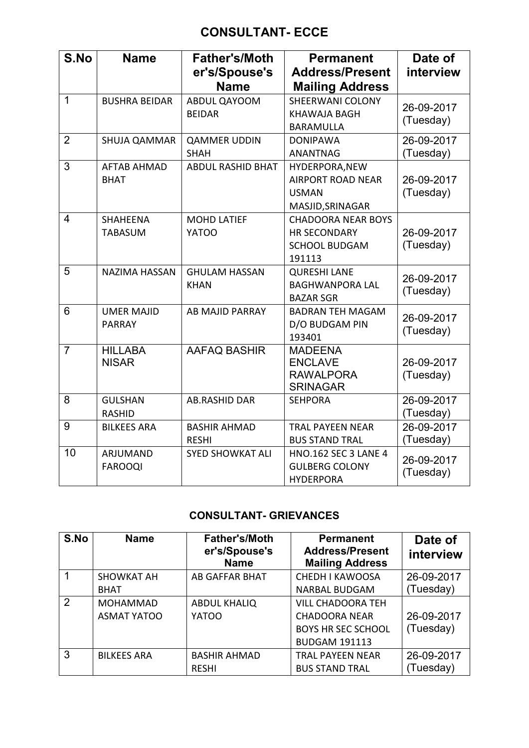## CONSULTANT- ECCE

| S.No | Name | Father's/Mother's/Spouse's Name | Permanent Address/Present Mailing Address | Date of interview |
|---|---|---|---|---|
| 1 | BUSHRA BEIDAR | ABDUL QAYOOM BEIDAR | SHEERWANI COLONY KHAWAJA BAGH BARAMULLA | 26-09-2017 (Tuesday) |
| 2 | SHUJA QAMMAR | QAMMER UDDIN SHAH | DONIPAWA ANANTNAG | 26-09-2017 (Tuesday) |
| 3 | AFTAB AHMAD BHAT | ABDUL RASHID BHAT | HYDERPORA,NEW AIRPORT ROAD NEAR USMAN MASJID,SRINAGAR | 26-09-2017 (Tuesday) |
| 4 | SHAHEENA TABASUM | MOHD LATIEF YATOO | CHADOORA NEAR BOYS HR SECONDARY SCHOOL BUDGAM 191113 | 26-09-2017 (Tuesday) |
| 5 | NAZIMA HASSAN | GHULAM HASSAN KHAN | QURESHI LANE BAGHWANPORA LAL BAZAR SGR | 26-09-2017 (Tuesday) |
| 6 | UMER MAJID PARRAY | AB MAJID PARRAY | BADRAN TEH MAGAM D/O BUDGAM PIN 193401 | 26-09-2017 (Tuesday) |
| 7 | HILLABA NISAR | AAFAQ BASHIR | MADEENA ENCLAVE RAWALPORA SRINAGAR | 26-09-2017 (Tuesday) |
| 8 | GULSHAN RASHID | AB.RASHID DAR | SEHPORA | 26-09-2017 (Tuesday) |
| 9 | BILKEES ARA | BASHIR AHMAD RESHI | TRAL PAYEEN NEAR BUS STAND TRAL | 26-09-2017 (Tuesday) |
| 10 | ARJUMAND FAROOQI | SYED SHOWKAT ALI | HNO.162 SEC 3 LANE 4 GULBERG COLONY HYDERPORA | 26-09-2017 (Tuesday) |

## CONSULTANT- GRIEVANCES

| S.No | Name | Father's/Mother's/Spouse's Name | Permanent Address/Present Mailing Address | Date of interview |
|---|---|---|---|---|
| 1 | SHOWKAT AH BHAT | AB GAFFAR BHAT | CHEDH I KAWOOSA NARBAL BUDGAM | 26-09-2017 (Tuesday) |
| 2 | MOHAMMAD ASMAT YATOO | ABDUL KHALIQ YATOO | VILL CHADOORA TEH CHADOORA NEAR BOYS HR SEC SCHOOL BUDGAM 191113 | 26-09-2017 (Tuesday) |
| 3 | BILKEES ARA | BASHIR AHMAD RESHI | TRAL PAYEEN NEAR BUS STAND TRAL | 26-09-2017 (Tuesday) |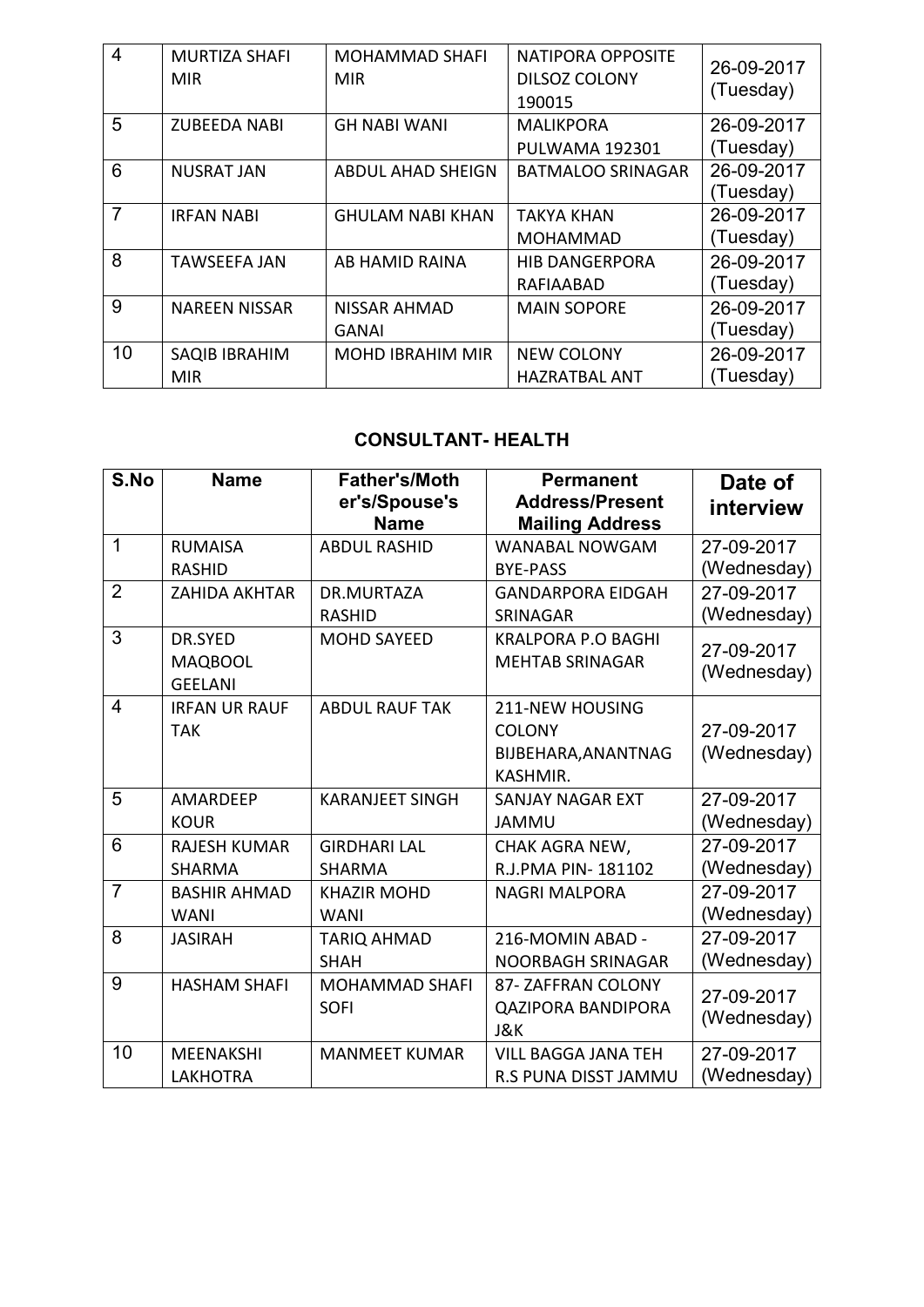| 4 | MURTIZA SHAFI MIR | MOHAMMAD SHAFI MIR | NATIPORA OPPOSITE DILSOZ COLONY 190015 | 26-09-2017 (Tuesday) |
|---|---|---|---|---|
| 5 | ZUBEEDA NABI | GH NABI WANI | MALIKPORA PULWAMA 192301 | 26-09-2017 (Tuesday) |
| 6 | NUSRAT JAN | ABDUL AHAD SHEIGN | BATMALOO SRINAGAR | 26-09-2017 (Tuesday) |
| 7 | IRFAN NABI | GHULAM NABI KHAN | TAKYA KHAN MOHAMMAD | 26-09-2017 (Tuesday) |
| 8 | TAWSEEFA JAN | AB HAMID RAINA | HIB DANGERPORA RAFIAABAD | 26-09-2017 (Tuesday) |
| 9 | NAREEN NISSAR | NISSAR AHMAD GANAI | MAIN SOPORE | 26-09-2017 (Tuesday) |
| 10 | SAQIB IBRAHIM MIR | MOHD IBRAHIM MIR | NEW COLONY HAZRATBAL ANT | 26-09-2017 (Tuesday) |

## CONSULTANT- HEALTH

| S.No | Name | Father's/Mother's/Spouse's Name | Permanent Address/Present Mailing Address | Date of interview |
|---|---|---|---|---|
| 1 | RUMAISA RASHID | ABDUL RASHID | WANABAL NOWGAM BYE-PASS | 27-09-2017 (Wednesday) |
| 2 | ZAHIDA AKHTAR | DR.MURTAZA RASHID | GANDARPORA EIDGAH SRINAGAR | 27-09-2017 (Wednesday) |
| 3 | DR.SYED MAQBOOL GEELANI | MOHD SAYEED | KRALPORA P.O BAGHI MEHTAB SRINAGAR | 27-09-2017 (Wednesday) |
| 4 | IRFAN UR RAUF TAK | ABDUL RAUF TAK | 211-NEW HOUSING COLONY BIJBEHARA,ANANTNAG KASHMIR. | 27-09-2017 (Wednesday) |
| 5 | AMARDEEP KOUR | KARANJEET SINGH | SANJAY NAGAR EXT JAMMU | 27-09-2017 (Wednesday) |
| 6 | RAJESH KUMAR SHARMA | GIRDHARI LAL SHARMA | CHAK AGRA NEW, R.J.PMA PIN- 181102 | 27-09-2017 (Wednesday) |
| 7 | BASHIR AHMAD WANI | KHAZIR MOHD WANI | NAGRI MALPORA | 27-09-2017 (Wednesday) |
| 8 | JASIRAH | TARIQ AHMAD SHAH | 216-MOMIN ABAD - NOORBAGH SRINAGAR | 27-09-2017 (Wednesday) |
| 9 | HASHAM SHAFI | MOHAMMAD SHAFI SOFI | 87- ZAFFRAN COLONY QAZIPORA BANDIPORA J&K | 27-09-2017 (Wednesday) |
| 10 | MEENAKSHI LAKHOTRA | MANMEET KUMAR | VILL BAGGA JANA TEH R.S PUNA DISST JAMMU | 27-09-2017 (Wednesday) |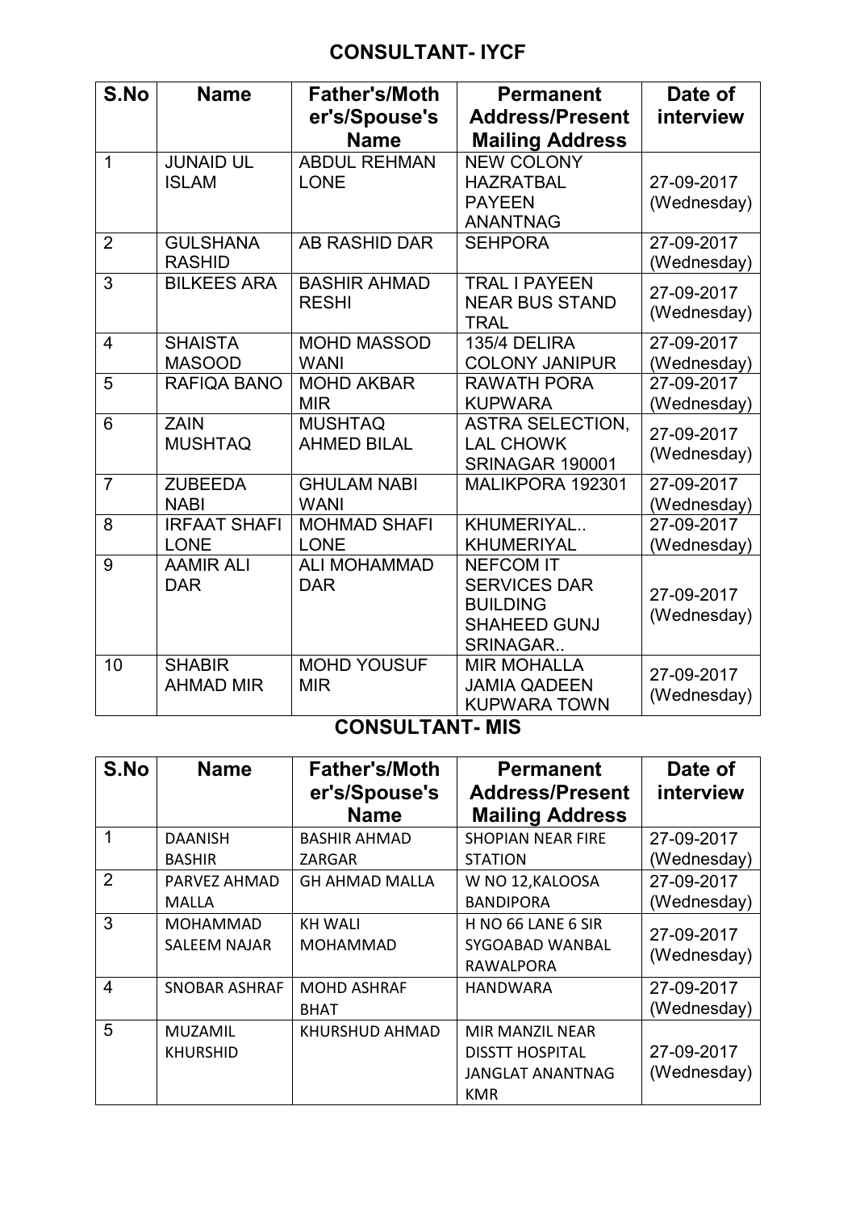## CONSULTANT- IYCF

| S.No | Name | Father's/Mother's/Spouse's Name | Permanent Address/Present Mailing Address | Date of interview |
|---|---|---|---|---|
| 1 | JUNAID UL ISLAM | ABDUL REHMAN LONE | NEW COLONY HAZRATBAL PAYEEN ANANTNAG | 27-09-2017 (Wednesday) |
| 2 | GULSHANA RASHID | AB RASHID DAR | SEHPORA | 27-09-2017 (Wednesday) |
| 3 | BILKEES ARA | BASHIR AHMAD RESHI | TRAL I PAYEEN NEAR BUS STAND TRAL | 27-09-2017 (Wednesday) |
| 4 | SHAISTA MASOOD | MOHD MASSOD WANI | 135/4 DELIRA COLONY JANIPUR | 27-09-2017 (Wednesday) |
| 5 | RAFIQA BANO | MOHD AKBAR MIR | RAWATH PORA KUPWARA | 27-09-2017 (Wednesday) |
| 6 | ZAIN MUSHTAQ | MUSHTAQ AHMED BILAL | ASTRA SELECTION, LAL CHOWK SRINAGAR 190001 | 27-09-2017 (Wednesday) |
| 7 | ZUBEEDA NABI | GHULAM NABI WANI | MALIKPORA 192301 | 27-09-2017 (Wednesday) |
| 8 | IRFAAT SHAFI LONE | MOHMAD SHAFI LONE | KHUMERIYAL.. KHUMERIYAL | 27-09-2017 (Wednesday) |
| 9 | AAMIR ALI DAR | ALI MOHAMMAD DAR | NEFCOM IT SERVICES DAR BUILDING SHAHEED GUNJ SRINAGAR.. | 27-09-2017 (Wednesday) |
| 10 | SHABIR AHMAD MIR | MOHD YOUSUF MIR | MIR MOHALLA JAMIA QADEEN KUPWARA TOWN | 27-09-2017 (Wednesday) |

## CONSULTANT- MIS

| S.No | Name | Father's/Mother's/Spouse's Name | Permanent Address/Present Mailing Address | Date of interview |
|---|---|---|---|---|
| 1 | DAANISH BASHIR | BASHIR AHMAD ZARGAR | SHOPIAN NEAR FIRE STATION | 27-09-2017 (Wednesday) |
| 2 | PARVEZ AHMAD MALLA | GH AHMAD MALLA | W NO 12,KALOOSA BANDIPORA | 27-09-2017 (Wednesday) |
| 3 | MOHAMMAD SALEEM NAJAR | KH WALI MOHAMMAD | H NO 66 LANE 6 SIR SYGOABAD WANBAL RAWALPORA | 27-09-2017 (Wednesday) |
| 4 | SNOBAR ASHRAF | MOHD ASHRAF BHAT | HANDWARA | 27-09-2017 (Wednesday) |
| 5 | MUZAMIL KHURSHID | KHURSHUD AHMAD | MIR MANZIL NEAR DISSTT HOSPITAL JANGLAT ANANTNAG KMR | 27-09-2017 (Wednesday) |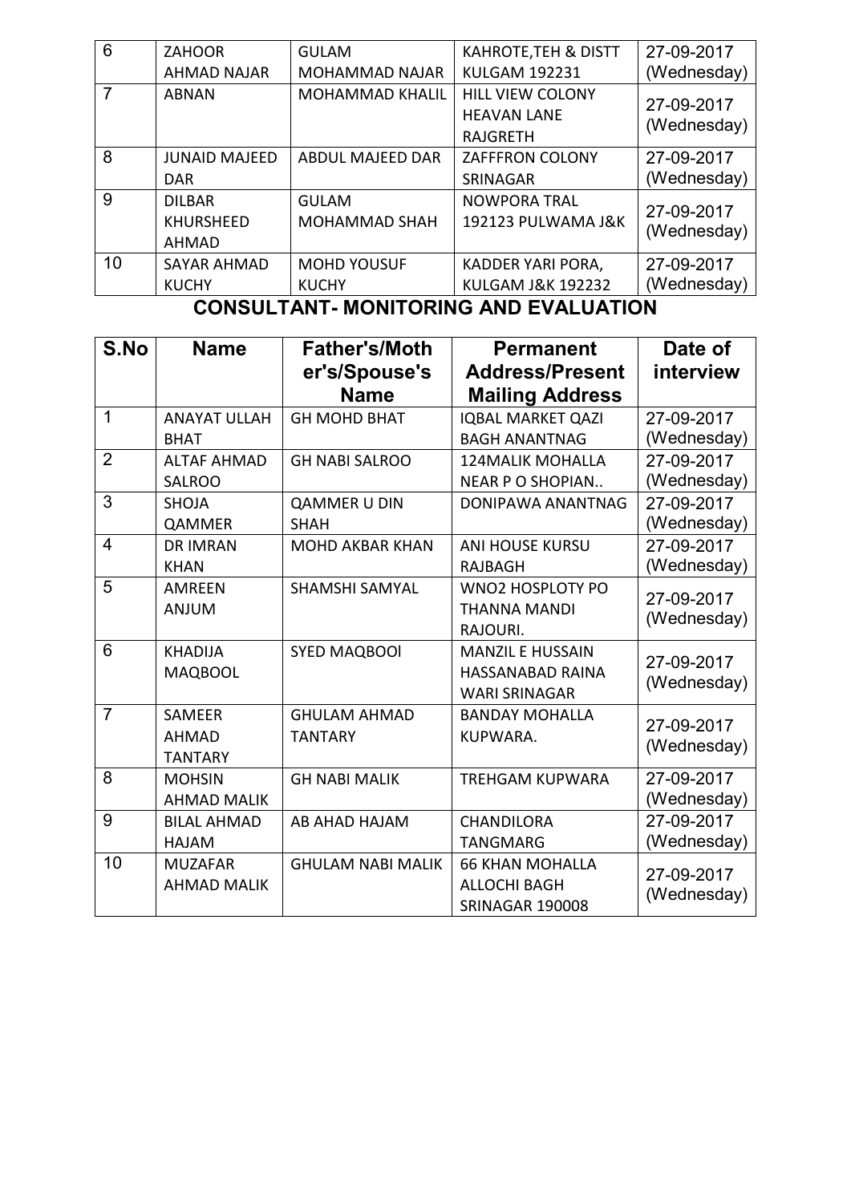| 6 | ZAHOOR AHMAD NAJAR | GULAM MOHAMMAD NAJAR | KAHROTE,TEH & DISTT KULGAM 192231 | 27-09-2017 (Wednesday) |
|---|---|---|---|---|
| 7 | ABNAN | MOHAMMAD KHALIL | HILL VIEW COLONY HEAVAN LANE RAJGRETH | 27-09-2017 (Wednesday) |
| 8 | JUNAID MAJEED DAR | ABDUL MAJEED DAR | ZAFFFRON COLONY SRINAGAR | 27-09-2017 (Wednesday) |
| 9 | DILBAR KHURSHEED AHMAD | GULAM MOHAMMAD SHAH | NOWPORA TRAL 192123 PULWAMA J&K | 27-09-2017 (Wednesday) |
| 10 | SAYAR AHMAD KUCHY | MOHD YOUSUF KUCHY | KADDER YARI PORA, KULGAM J&K 192232 | 27-09-2017 (Wednesday) |

## CONSULTANT- MONITORING AND EVALUATION

| S.No | Name | Father's/Mother's/Spouse's Name | Permanent Address/Present Mailing Address | Date of interview |
|---|---|---|---|---|
| 1 | ANAYAT ULLAH BHAT | GH MOHD BHAT | IQBAL MARKET QAZI BAGH ANANTNAG | 27-09-2017 (Wednesday) |
| 2 | ALTAF AHMAD SALROO | GH NABI SALROO | 124MALIK MOHALLA NEAR P O SHOPIAN.. | 27-09-2017 (Wednesday) |
| 3 | SHOJA QAMMER | QAMMER U DIN SHAH | DONIPAWA ANANTNAG | 27-09-2017 (Wednesday) |
| 4 | DR IMRAN KHAN | MOHD AKBAR KHAN | ANI HOUSE KURSU RAJBAGH | 27-09-2017 (Wednesday) |
| 5 | AMREEN ANJUM | SHAMSHI SAMYAL | WNO2 HOSPLOTY PO THANNA MANDI RAJOURI. | 27-09-2017 (Wednesday) |
| 6 | KHADIJA MAQBOOL | SYED MAQBOOl | MANZIL E HUSSAIN HASSANABAD RAINA WARI SRINAGAR | 27-09-2017 (Wednesday) |
| 7 | SAMEER AHMAD TANTARY | GHULAM AHMAD TANTARY | BANDAY MOHALLA KUPWARA. | 27-09-2017 (Wednesday) |
| 8 | MOHSIN AHMAD MALIK | GH NABI MALIK | TREHGAM KUPWARA | 27-09-2017 (Wednesday) |
| 9 | BILAL AHMAD HAJAM | AB AHAD HAJAM | CHANDILORA TANGMARG | 27-09-2017 (Wednesday) |
| 10 | MUZAFAR AHMAD MALIK | GHULAM NABI MALIK | 66 KHAN MOHALLA ALLOCHI BAGH SRINAGAR 190008 | 27-09-2017 (Wednesday) |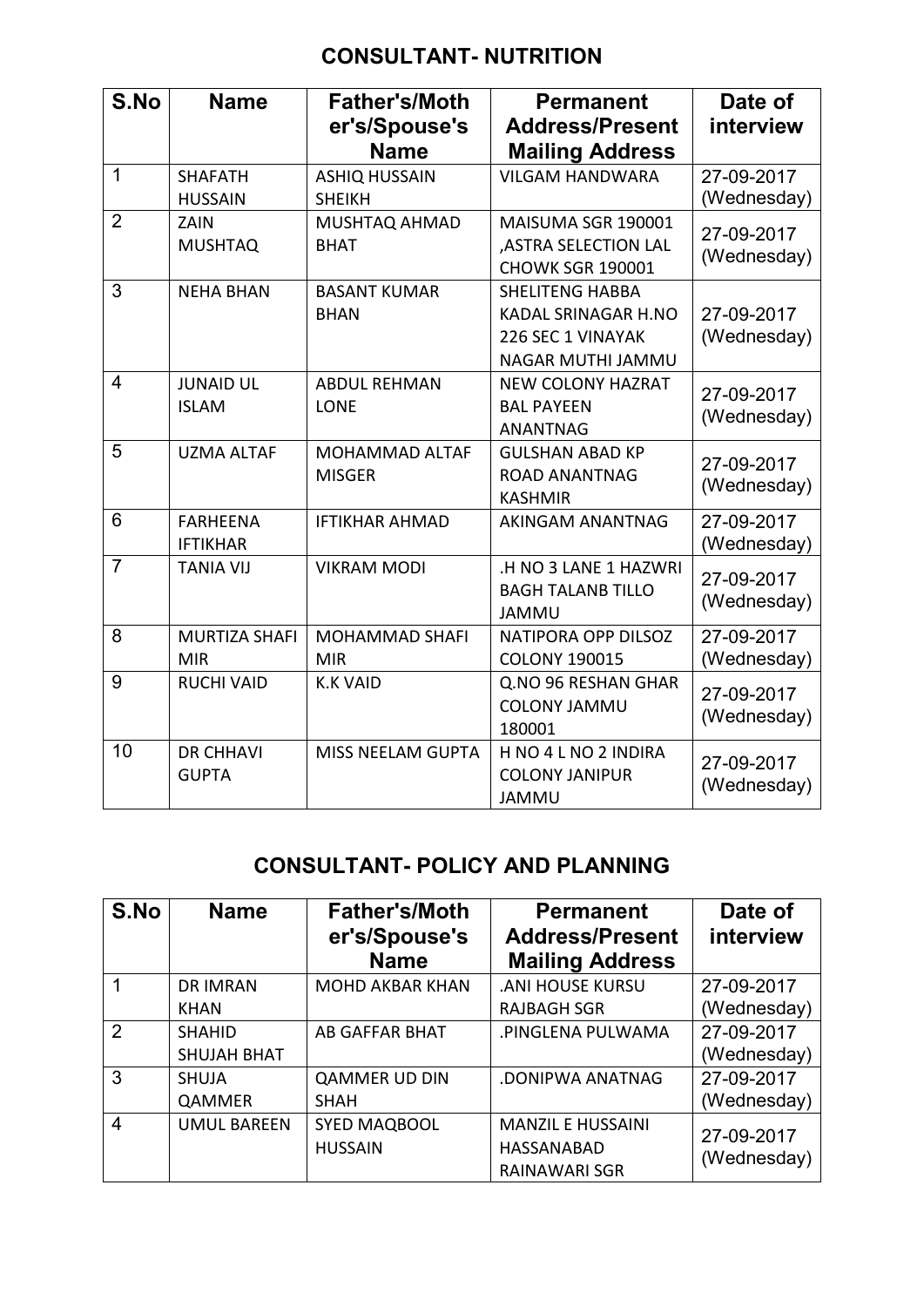## CONSULTANT- NUTRITION

| S.No | Name | Father's/Mother's/Spouse's Name | Permanent Address/Present Mailing Address | Date of interview |
|---|---|---|---|---|
| 1 | SHAFATH HUSSAIN | ASHIQ HUSSAIN SHEIKH | VILGAM HANDWARA | 27-09-2017 (Wednesday) |
| 2 | ZAIN MUSHTAQ | MUSHTAQ AHMAD BHAT | MAISUMA SGR 190001 ,ASTRA SELECTION LAL CHOWK SGR 190001 | 27-09-2017 (Wednesday) |
| 3 | NEHA BHAN | BASANT KUMAR BHAN | SHELITENG HABBA KADAL SRINAGAR H.NO 226 SEC 1 VINAYAK NAGAR MUTHI JAMMU | 27-09-2017 (Wednesday) |
| 4 | JUNAID UL ISLAM | ABDUL REHMAN LONE | NEW COLONY HAZRAT BAL PAYEEN ANANTNAG | 27-09-2017 (Wednesday) |
| 5 | UZMA ALTAF | MOHAMMAD ALTAF MISGER | GULSHAN ABAD KP ROAD ANANTNAG KASHMIR | 27-09-2017 (Wednesday) |
| 6 | FARHEENA IFTIKHAR | IFTIKHAR AHMAD | AKINGAM ANANTNAG | 27-09-2017 (Wednesday) |
| 7 | TANIA VIJ | VIKRAM MODI | .H NO 3 LANE 1 HAZWRI BAGH TALANB TILLO JAMMU | 27-09-2017 (Wednesday) |
| 8 | MURTIZA SHAFI MIR | MOHAMMAD SHAFI MIR | NATIPORA OPP DILSOZ COLONY 190015 | 27-09-2017 (Wednesday) |
| 9 | RUCHI VAID | K.K VAID | Q.NO 96 RESHAN GHAR COLONY JAMMU 180001 | 27-09-2017 (Wednesday) |
| 10 | DR CHHAVI GUPTA | MISS NEELAM GUPTA | H NO 4 L NO 2 INDIRA COLONY JANIPUR JAMMU | 27-09-2017 (Wednesday) |

## CONSULTANT- POLICY AND PLANNING

| S.No | Name | Father's/Mother's/Spouse's Name | Permanent Address/Present Mailing Address | Date of interview |
|---|---|---|---|---|
| 1 | DR IMRAN KHAN | MOHD AKBAR KHAN | .ANI HOUSE KURSU RAJBAGH SGR | 27-09-2017 (Wednesday) |
| 2 | SHAHID SHUJAH BHAT | AB GAFFAR BHAT | .PINGLENA PULWAMA | 27-09-2017 (Wednesday) |
| 3 | SHUJA QAMMER | QAMMER UD DIN SHAH | .DONIPWA ANATNAG | 27-09-2017 (Wednesday) |
| 4 | UMUL BAREEN | SYED MAQBOOL HUSSAIN | MANZIL E HUSSAINI HASSANABAD RAINAWARI SGR | 27-09-2017 (Wednesday) |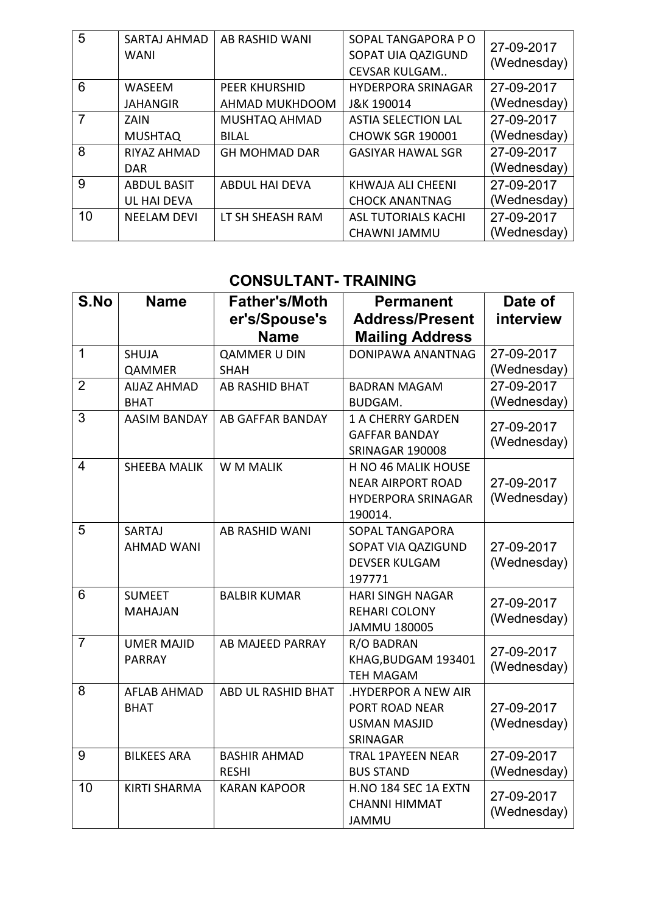| | | | | |
|---|---|---|---|---|
| 5 | SARTAJ AHMAD WANI | AB RASHID WANI | SOPAL TANGAPORA P O SOPAT UIA QAZIGUND CEVSAR KULGAM.. | 27-09-2017 (Wednesday) |
| 6 | WASEEM JAHANGIR | PEER KHURSHID AHMAD MUKHDOOM | HYDERPORA SRINAGAR J&K 190014 | 27-09-2017 (Wednesday) |
| 7 | ZAIN MUSHTAQ | MUSHTAQ AHMAD BILAL | ASTIA SELECTION LAL CHOWK SGR 190001 | 27-09-2017 (Wednesday) |
| 8 | RIYAZ AHMAD DAR | GH MOHMAD DAR | GASIYAR HAWAL SGR | 27-09-2017 (Wednesday) |
| 9 | ABDUL BASIT UL HAI DEVA | ABDUL HAI DEVA | KHWAJA ALI CHEENI CHOCK ANANTNAG | 27-09-2017 (Wednesday) |
| 10 | NEELAM DEVI | LT SH SHEASH RAM | ASL TUTORIALS KACHI CHAWNI JAMMU | 27-09-2017 (Wednesday) |

## CONSULTANT- TRAINING

| S.No | Name | Father's/Mother's/Spouse's Name | Permanent Address/Present Mailing Address | Date of interview |
|---|---|---|---|---|
| 1 | SHUJA QAMMER | QAMMER U DIN SHAH | DONIPAWA ANANTNAG | 27-09-2017 (Wednesday) |
| 2 | AIJAZ AHMAD BHAT | AB RASHID BHAT | BADRAN MAGAM BUDGAM. | 27-09-2017 (Wednesday) |
| 3 | AASIM BANDAY | AB GAFFAR BANDAY | 1 A CHERRY GARDEN GAFFAR BANDAY SRINAGAR 190008 | 27-09-2017 (Wednesday) |
| 4 | SHEEBA MALIK | W M MALIK | H NO 46 MALIK HOUSE NEAR AIRPORT ROAD HYDERPORA SRINAGAR 190014. | 27-09-2017 (Wednesday) |
| 5 | SARTAJ AHMAD WANI | AB RASHID WANI | SOPAL TANGAPORA SOPAT VIA QAZIGUND DEVSER KULGAM 197771 | 27-09-2017 (Wednesday) |
| 6 | SUMEET MAHAJAN | BALBIR KUMAR | HARI SINGH NAGAR REHARI COLONY JAMMU 180005 | 27-09-2017 (Wednesday) |
| 7 | UMER MAJID PARRAY | AB MAJEED PARRAY | R/O BADRAN KHAG,BUDGAM 193401 TEH MAGAM | 27-09-2017 (Wednesday) |
| 8 | AFLAB AHMAD BHAT | ABD UL RASHID BHAT | .HYDERPOR A NEW AIR PORT ROAD NEAR USMAN MASJID SRINAGAR | 27-09-2017 (Wednesday) |
| 9 | BILKEES ARA | BASHIR AHMAD RESHI | TRAL 1PAYEEN NEAR BUS STAND | 27-09-2017 (Wednesday) |
| 10 | KIRTI SHARMA | KARAN KAPOOR | H.NO 184 SEC 1A EXTN CHANNI HIMMAT JAMMU | 27-09-2017 (Wednesday) |